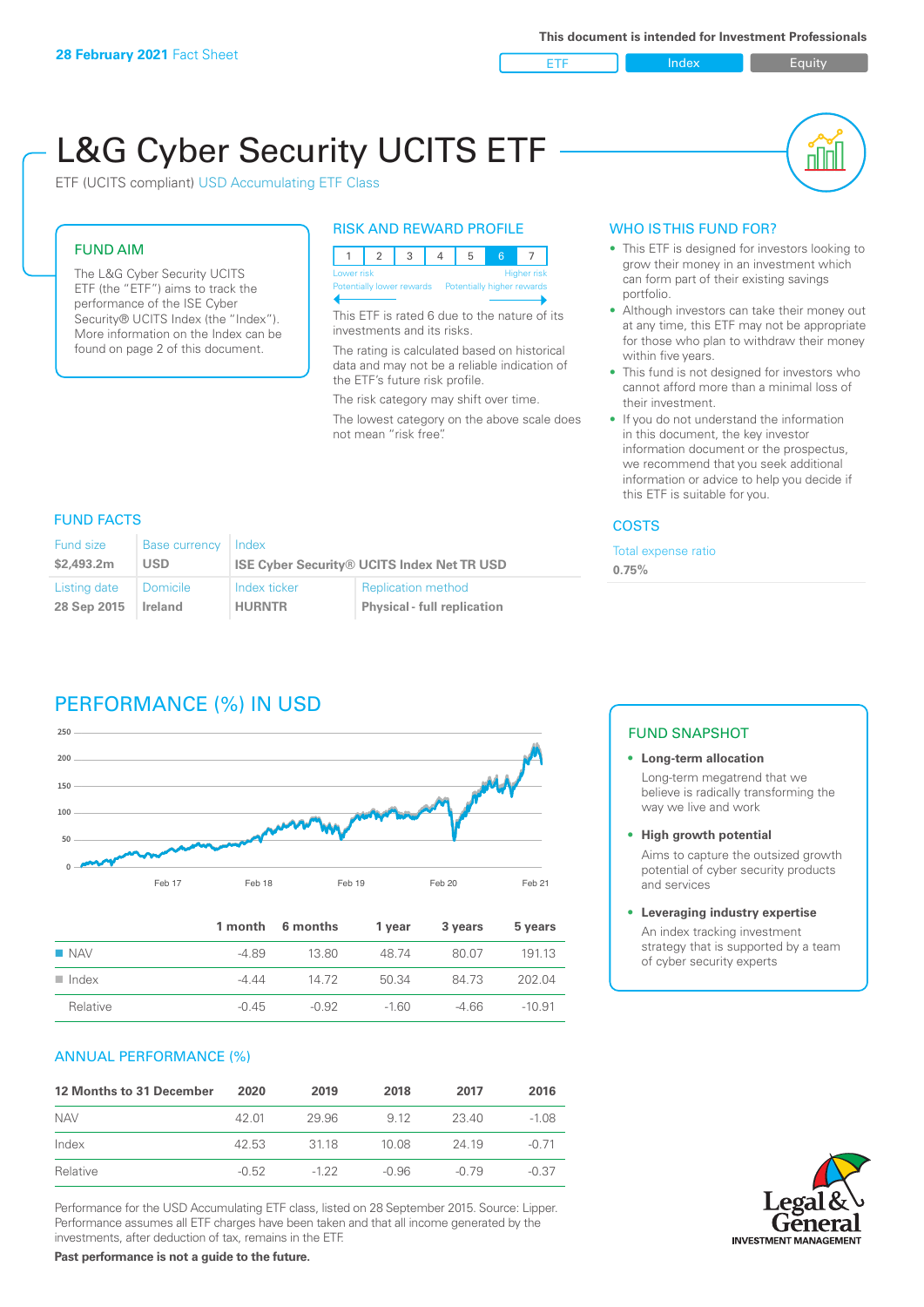**28 February 2021** Fact Sheet

This document is intended for Investment Professionals

ETF | Index | Equity

# L&G Cyber Security UCITS ETF

ETF (UCITS compliant) USD Accumulating ETF Class

## FUND AIM

The L&G Cyber Security UCITS ETF (the "ETF") aims to track the performance of the ISE Cyber Security® UCITS Index (the "Index"). More information on the Index can be found on page 2 of this document.

## RISK AND REWARD PROFILE

| 1 | 2 | 3 | 4 | 5 | 6 | 7 |
|---|---|---|---|---|---|---|

Lower risk — Higher risk
Potentially lower rewards — Potentially higher rewards

This ETF is rated 6 due to the nature of its investments and its risks.

The rating is calculated based on historical data and may not be a reliable indication of the ETF's future risk profile.

The risk category may shift over time.

The lowest category on the above scale does not mean "risk free".

## WHO IS THIS FUND FOR?

- This ETF is designed for investors looking to grow their money in an investment which can form part of their existing savings portfolio.
- Although investors can take their money out at any time, this ETF may not be appropriate for those who plan to withdraw their money within five years.
- This fund is not designed for investors who cannot afford more than a minimal loss of their investment.
- If you do not understand the information in this document, the key investor information document or the prospectus, we recommend that you seek additional information or advice to help you decide if this ETF is suitable for you.

## FUND FACTS

| Fund size | Base currency | Index | |
|---|---|---|---|
| $2,493.2m | USD | ISE Cyber Security® UCITS Index Net TR USD | |
| **Listing date** | **Domicile** | **Index ticker** | **Replication method** |
| 28 Sep 2015 | Ireland | HURNTR | Physical - full replication |

## COSTS

Total expense ratio
**0.75%**

## PERFORMANCE (%) IN USD

| | 1 month | 6 months | 1 year | 3 years | 5 years |
|---|---|---|---|---|---|
| NAV | -4.89 | 13.80 | 48.74 | 80.07 | 191.13 |
| Index | -4.44 | 14.72 | 50.34 | 84.73 | 202.04 |
| Relative | -0.45 | -0.92 | -1.60 | -4.66 | -10.91 |

## ANNUAL PERFORMANCE (%)

| 12 Months to 31 December | 2020 | 2019 | 2018 | 2017 | 2016 |
|---|---|---|---|---|---|
| NAV | 42.01 | 29.96 | 9.12 | 23.40 | -1.08 |
| Index | 42.53 | 31.18 | 10.08 | 24.19 | -0.71 |
| Relative | -0.52 | -1.22 | -0.96 | -0.79 | -0.37 |

Performance for the USD Accumulating ETF class, listed on 28 September 2015. Source: Lipper. Performance assumes all ETF charges have been taken and that all income generated by the investments, after deduction of tax, remains in the ETF.

**Past performance is not a guide to the future.**

## FUND SNAPSHOT

- **Long-term allocation**
  Long-term megatrend that we believe is radically transforming the way we live and work
- **High growth potential**
  Aims to capture the outsized growth potential of cyber security products and services
- **Leveraging industry expertise**
  An index tracking investment strategy that is supported by a team of cyber security experts

Legal & General INVESTMENT MANAGEMENT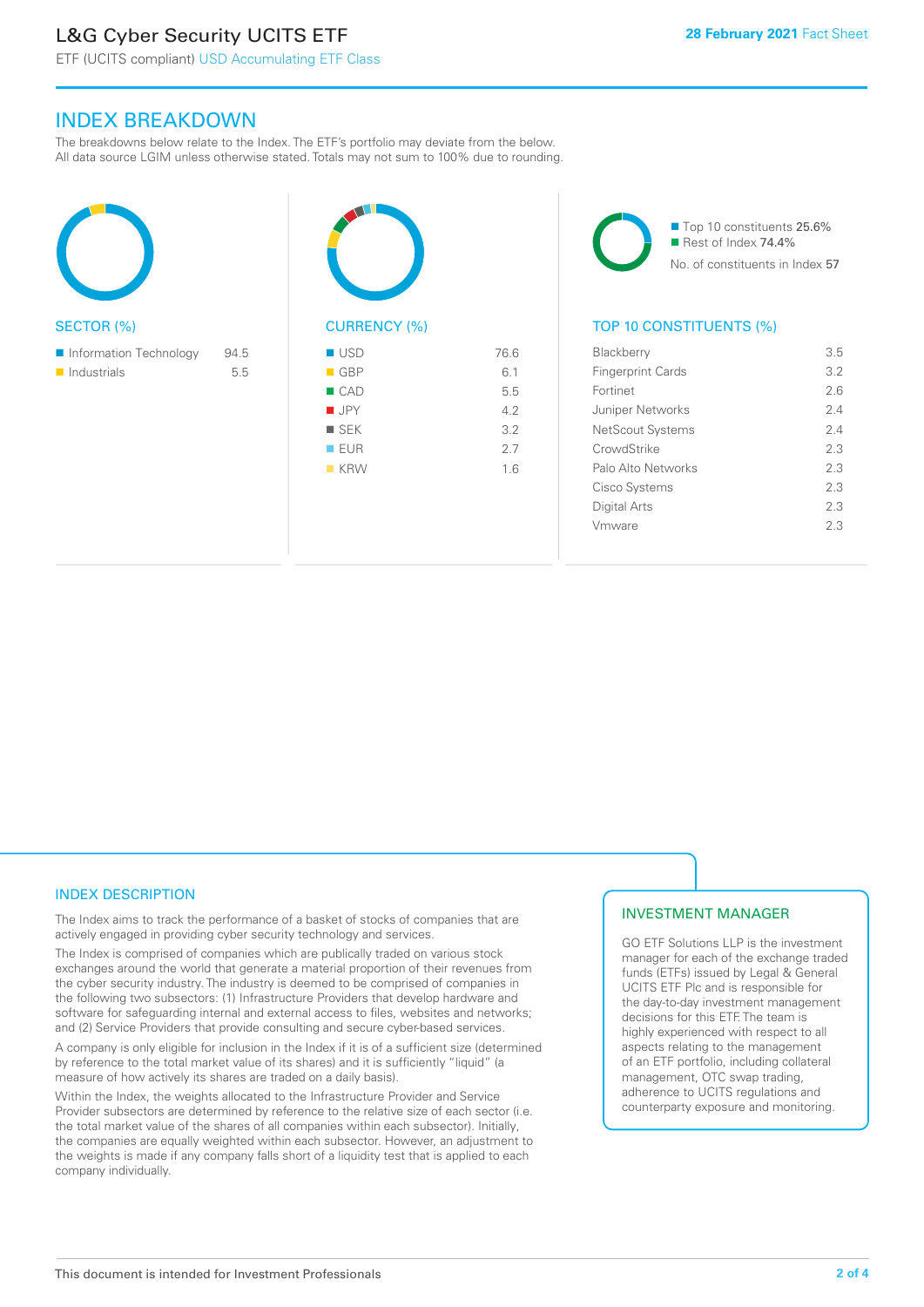## INDEX BREAKDOWN

The breakdowns below relate to the Index. The ETF's portfolio may deviate from the below. All data source LGIM unless otherwise stated. Totals may not sum to 100% due to rounding.

### SECTOR (%)

| Sector | % |
|---|---|
| Information Technology | 94.5 |
| Industrials | 5.5 |

### CURRENCY (%)

| Currency | % |
|---|---|
| USD | 76.6 |
| GBP | 6.1 |
| CAD | 5.5 |
| JPY | 4.2 |
| SEK | 3.2 |
| EUR | 2.7 |
| KRW | 1.6 |

Top 10 constituents 25.6%
Rest of Index 74.4%
No. of constituents in Index 57

### TOP 10 CONSTITUENTS (%)

| Constituent | % |
|---|---|
| Blackberry | 3.5 |
| Fingerprint Cards | 3.2 |
| Fortinet | 2.6 |
| Juniper Networks | 2.4 |
| NetScout Systems | 2.4 |
| CrowdStrike | 2.3 |
| Palo Alto Networks | 2.3 |
| Cisco Systems | 2.3 |
| Digital Arts | 2.3 |
| Vmware | 2.3 |

## INDEX DESCRIPTION

The Index aims to track the performance of a basket of stocks of companies that are actively engaged in providing cyber security technology and services.

The Index is comprised of companies which are publically traded on various stock exchanges around the world that generate a material proportion of their revenues from the cyber security industry. The industry is deemed to be comprised of companies in the following two subsectors: (1) Infrastructure Providers that develop hardware and software for safeguarding internal and external access to files, websites and networks; and (2) Service Providers that provide consulting and secure cyber-based services.

A company is only eligible for inclusion in the Index if it is of a sufficient size (determined by reference to the total market value of its shares) and it is sufficiently "liquid" (a measure of how actively its shares are traded on a daily basis).

Within the Index, the weights allocated to the Infrastructure Provider and Service Provider subsectors are determined by reference to the relative size of each sector (i.e. the total market value of the shares of all companies within each subsector). Initially, the companies are equally weighted within each subsector. However, an adjustment to the weights is made if any company falls short of a liquidity test that is applied to each company individually.

## INVESTMENT MANAGER

GO ETF Solutions LLP is the investment manager for each of the exchange traded funds (ETFs) issued by Legal & General UCITS ETF Plc and is responsible for the day-to-day investment management decisions for this ETF. The team is highly experienced with respect to all aspects relating to the management of an ETF portfolio, including collateral management, OTC swap trading, adherence to UCITS regulations and counterparty exposure and monitoring.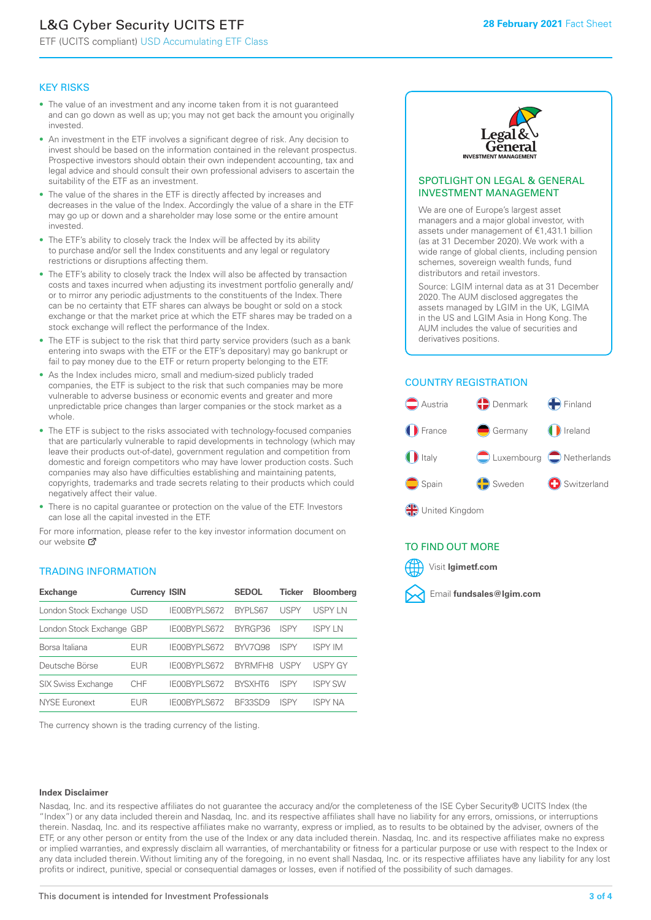# L&G Cyber Security UCITS ETF

ETF (UCITS compliant) USD Accumulating ETF Class

**28 February 2021** Fact Sheet

## KEY RISKS

- The value of an investment and any income taken from it is not guaranteed and can go down as well as up; you may not get back the amount you originally invested.
- An investment in the ETF involves a significant degree of risk. Any decision to invest should be based on the information contained in the relevant prospectus. Prospective investors should obtain their own independent accounting, tax and legal advice and should consult their own professional advisers to ascertain the suitability of the ETF as an investment.
- The value of the shares in the ETF is directly affected by increases and decreases in the value of the Index. Accordingly the value of a share in the ETF may go up or down and a shareholder may lose some or the entire amount invested.
- The ETF's ability to closely track the Index will be affected by its ability to purchase and/or sell the Index constituents and any legal or regulatory restrictions or disruptions affecting them.
- The ETF's ability to closely track the Index will also be affected by transaction costs and taxes incurred when adjusting its investment portfolio generally and/or to mirror any periodic adjustments to the constituents of the Index. There can be no certainty that ETF shares can always be bought or sold on a stock exchange or that the market price at which the ETF shares may be traded on a stock exchange will reflect the performance of the Index.
- The ETF is subject to the risk that third party service providers (such as a bank entering into swaps with the ETF or the ETF's depositary) may go bankrupt or fail to pay money due to the ETF or return property belonging to the ETF.
- As the Index includes micro, small and medium-sized publicly traded companies, the ETF is subject to the risk that such companies may be more vulnerable to adverse business or economic events and greater and more unpredictable price changes than larger companies or the stock market as a whole.
- The ETF is subject to the risks associated with technology-focused companies that are particularly vulnerable to rapid developments in technology (which may leave their products out-of-date), government regulation and competition from domestic and foreign competitors who may have lower production costs. Such companies may also have difficulties establishing and maintaining patents, copyrights, trademarks and trade secrets relating to their products which could negatively affect their value.
- There is no capital guarantee or protection on the value of the ETF. Investors can lose all the capital invested in the ETF.

For more information, please refer to the key investor information document on our website

## TRADING INFORMATION

| Exchange | Currency | ISIN | SEDOL | Ticker | Bloomberg |
|---|---|---|---|---|---|
| London Stock Exchange | USD | IE00BYPLS672 | BYPLS67 | USPY | USPY LN |
| London Stock Exchange | GBP | IE00BYPLS672 | BYRGP36 | ISPY | ISPY LN |
| Borsa Italiana | EUR | IE00BYPLS672 | BYV7Q98 | ISPY | ISPY IM |
| Deutsche Börse | EUR | IE00BYPLS672 | BYRMFH8 | USPY | USPY GY |
| SIX Swiss Exchange | CHF | IE00BYPLS672 | BYSXHT6 | ISPY | ISPY SW |
| NYSE Euronext | EUR | IE00BYPLS672 | BF33SD9 | ISPY | ISPY NA |

The currency shown is the trading currency of the listing.

## SPOTLIGHT ON LEGAL & GENERAL INVESTMENT MANAGEMENT

We are one of Europe's largest asset managers and a major global investor, with assets under management of €1,431.1 billion (as at 31 December 2020). We work with a wide range of global clients, including pension schemes, sovereign wealth funds, fund distributors and retail investors.

Source: LGIM internal data as at 31 December 2020. The AUM disclosed aggregates the assets managed by LGIM in the UK, LGIMA in the US and LGIM Asia in Hong Kong. The AUM includes the value of securities and derivatives positions.

## COUNTRY REGISTRATION

Austria, Denmark, Finland, France, Germany, Ireland, Italy, Luxembourg, Netherlands, Spain, Sweden, Switzerland, United Kingdom

## TO FIND OUT MORE

Visit **lgimetf.com**

Email **fundsales@lgim.com**

**Index Disclaimer**

Nasdaq, Inc. and its respective affiliates do not guarantee the accuracy and/or the completeness of the ISE Cyber Security® UCITS Index (the "Index") or any data included therein and Nasdaq, Inc. and its respective affiliates shall have no liability for any errors, omissions, or interruptions therein. Nasdaq, Inc. and its respective affiliates make no warranty, express or implied, as to results to be obtained by the adviser, owners of the ETF, or any other person or entity from the use of the Index or any data included therein. Nasdaq, Inc. and its respective affiliates make no express or implied warranties, and expressly disclaim all warranties, of merchantability or fitness for a particular purpose or use with respect to the Index or any data included therein. Without limiting any of the foregoing, in no event shall Nasdaq, Inc. or its respective affiliates have any liability for any lost profits or indirect, punitive, special or consequential damages or losses, even if notified of the possibility of such damages.

This document is intended for Investment Professionals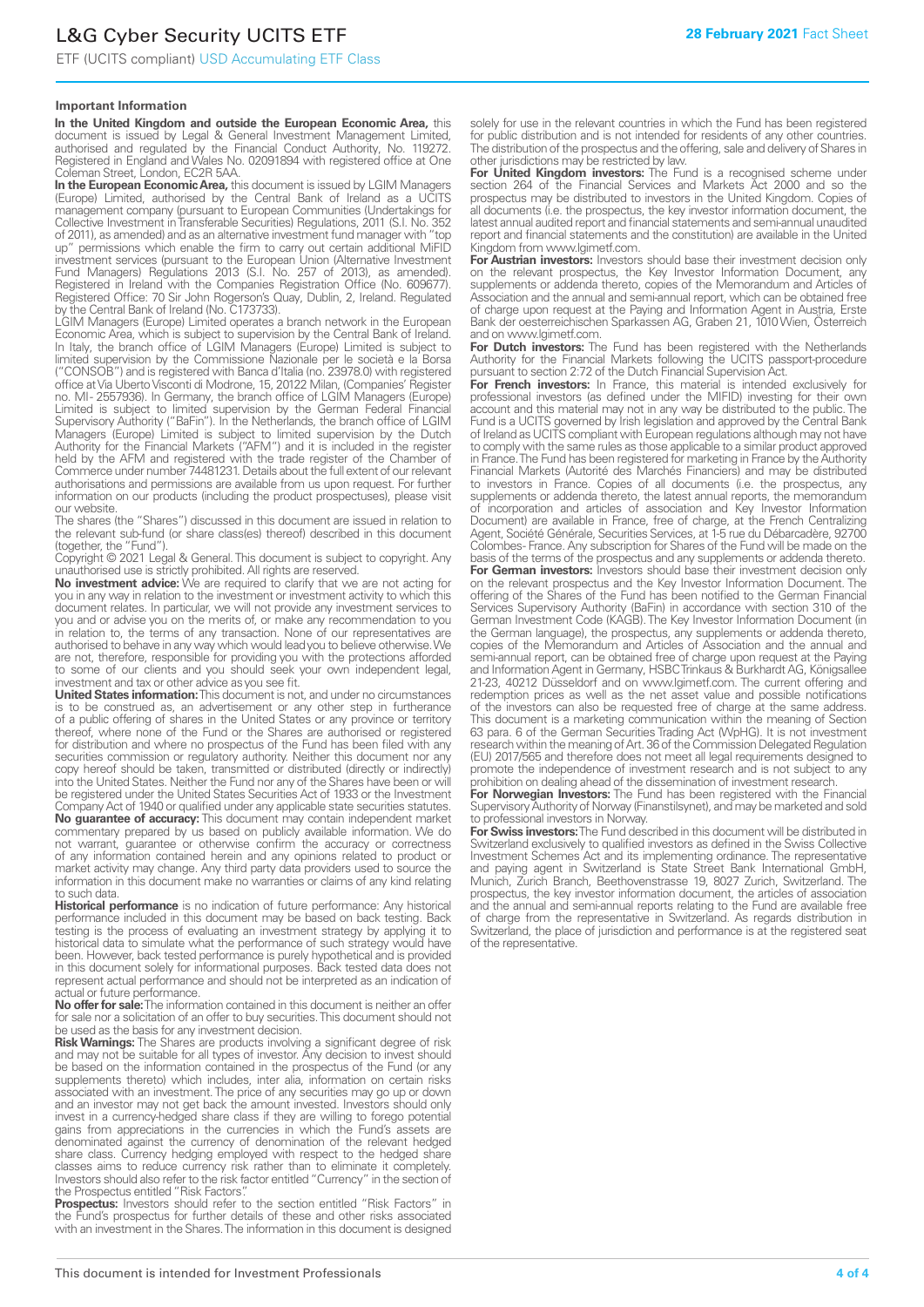## Important Information

**In the United Kingdom and outside the European Economic Area,** this document is issued by Legal & General Investment Management Limited, authorised and regulated by the Financial Conduct Authority, No. 119272. Registered in England and Wales No. 02091894 with registered office at One Coleman Street, London, EC2R 5AA.

**In the European Economic Area,** this document is issued by LGIM Managers (Europe) Limited, authorised by the Central Bank of Ireland as a UCITS management company (pursuant to European Communities (Undertakings for Collective Investment in Transferable Securities) Regulations, 2011 (S.I. No. 352 of 2011), as amended) and as an alternative investment fund manager with "top up" permissions which enable the firm to carry out certain additional MiFID investment services (pursuant to the European Union (Alternative Investment Fund Managers) Regulations 2013 (S.I. No. 257 of 2013), as amended). Registered in Ireland with the Companies Registration Office (No. 609677). Registered Office: 70 Sir John Rogerson's Quay, Dublin, 2, Ireland. Regulated by the Central Bank of Ireland (No. C173733).

LGIM Managers (Europe) Limited operates a branch network in the European Economic Area, which is subject to supervision by the Central Bank of Ireland. In Italy, the branch office of LGIM Managers (Europe) Limited is subject to limited supervision by the Commissione Nazionale per le società e la Borsa ("CONSOB") and is registered with Banca d'Italia (no. 23978.0) with registered office at Via Uberto Visconti di Modrone, 15, 20122 Milan, (Companies' Register no. MI - 2557936). In Germany, the branch office of LGIM Managers (Europe) Limited is subject to limited supervision by the German Federal Financial Supervisory Authority ("BaFin"). In the Netherlands, the branch office of LGIM Managers (Europe) Limited is subject to limited supervision by the Dutch Authority for the Financial Markets ("AFM") and it is included in the register held by the AFM and registered with the trade register of the Chamber of Commerce under number 74481231. Details about the full extent of our relevant authorisations and permissions are available from us upon request. For further information on our products (including the product prospectuses), please visit our website.

The shares (the "Shares") discussed in this document are issued in relation to the relevant sub-fund (or share class(es) thereof) described in this document (together, the "Fund").

Copyright © 2021 Legal & General. This document is subject to copyright. Any unauthorised use is strictly prohibited. All rights are reserved.

**No investment advice:** We are required to clarify that we are not acting for you in any way in relation to the investment or investment activity to which this document relates. In particular, we will not provide any investment services to you and or advise you on the merits of, or make any recommendation to you in relation to, the terms of any transaction. None of our representatives are authorised to behave in any way which would lead you to believe otherwise. We are not, therefore, responsible for providing you with the protections afforded to some of our clients and you should seek your own independent legal, investment and tax or other advice as you see fit.

**United States information:** This document is not, and under no circumstances is to be construed as, an advertisement or any other step in furtherance of a public offering of shares in the United States or any province or territory thereof, where none of the Fund or the Shares are authorised or registered for distribution and where no prospectus of the Fund has been filed with any securities commission or regulatory authority. Neither this document nor any copy hereof should be taken, transmitted or distributed (directly or indirectly) into the United States. Neither the Fund nor any of the Shares have been or will be registered under the United States Securities Act of 1933 or the Investment Company Act of 1940 or qualified under any applicable state securities statutes.

**No guarantee of accuracy:** This document may contain independent market commentary prepared by us based on publicly available information. We do not warrant, guarantee or otherwise confirm the accuracy or correctness of any information contained herein and any opinions related to product or market activity may change. Any third party data providers used to source the information in this document make no warranties or claims of any kind relating to such data.

**Historical performance** is no indication of future performance: Any historical performance included in this document may be based on back testing. Back testing is the process of evaluating an investment strategy by applying it to historical data to simulate what the performance of such strategy would have been. However, back tested performance is purely hypothetical and is provided in this document solely for informational purposes. Back tested data does not represent actual performance and should not be interpreted as an indication of actual or future performance.

**No offer for sale:** The information contained in this document is neither an offer for sale nor a solicitation of an offer to buy securities. This document should not be used as the basis for any investment decision.

**Risk Warnings:** The Shares are products involving a significant degree of risk and may not be suitable for all types of investor. Any decision to invest should be based on the information contained in the prospectus of the Fund (or any supplements thereto) which includes, inter alia, information on certain risks associated with an investment. The price of any securities may go up or down and an investor may not get back the amount invested. Investors should only invest in a currency-hedged share class if they are willing to forego potential gains from appreciations in the currencies in which the Fund's assets are denominated against the currency of denomination of the relevant hedged share class. Currency hedging employed with respect to the hedged share classes aims to reduce currency risk rather than to eliminate it completely. Investors should also refer to the risk factor entitled "Currency" in the section of the Prospectus entitled "Risk Factors".

**Prospectus:** Investors should refer to the section entitled "Risk Factors" in the Fund's prospectus for further details of these and other risks associated with an investment in the Shares. The information in this document is designed solely for use in the relevant countries in which the Fund has been registered for public distribution and is not intended for residents of any other countries. The distribution of the prospectus and the offering, sale and delivery of Shares in other jurisdictions may be restricted by law.

**For United Kingdom investors:** The Fund is a recognised scheme under section 264 of the Financial Services and Markets Act 2000 and so the prospectus may be distributed to investors in the United Kingdom. Copies of all documents (i.e. the prospectus, the key investor information document, the latest annual audited report and financial statements and semi-annual unaudited report and financial statements and the constitution) are available in the United Kingdom from www.lgimetf.com.

**For Austrian investors:** Investors should base their investment decision only on the relevant prospectus, the Key Investor Information Document, any supplements or addenda thereto, copies of the Memorandum and Articles of Association and the annual and semi-annual report, which can be obtained free of charge upon request at the Paying and Information Agent in Austria, Erste Bank der oesterreichischen Sparkassen AG, Graben 21, 1010 Wien, Österreich and on www.lgimetf.com.

**For Dutch investors:** The Fund has been registered with the Netherlands Authority for the Financial Markets following the UCITS passport-procedure pursuant to section 2:72 of the Dutch Financial Supervision Act.

**For French investors:** In France, this material is intended exclusively for professional investors (as defined under the MIFID) investing for their own account and this material may not in any way be distributed to the public. The Fund is a UCITS governed by Irish legislation and approved by the Central Bank of Ireland as UCITS compliant with European regulations although may not have to comply with the same rules as those applicable to a similar product approved in France. The Fund has been registered for marketing in France by the Authority Financial Markets (Autorité des Marchés Financiers) and may be distributed to investors in France. Copies of all documents (i.e. the prospectus, any supplements or addenda thereto, the latest annual reports, the memorandum of incorporation and articles of association and Key Investor Information Document) are available in France, free of charge, at the French Centralizing Agent, Société Générale, Securities Services, at 1-5 rue du Débarcadère, 92700 Colombes- France. Any subscription for Shares of the Fund will be made on the basis of the terms of the prospectus and any supplements or addenda thereto.

**For German investors:** Investors should base their investment decision only on the relevant prospectus and the Key Investor Information Document. The offering of the Shares of the Fund has been notified to the German Financial Services Supervisory Authority (BaFin) in accordance with section 310 of the German Investment Code (KAGB). The Key Investor Information Document (in the German language), the prospectus, any supplements or addenda thereto, copies of the Memorandum and Articles of Association and the annual and semi-annual report, can be obtained free of charge upon request at the Paying and Information Agent in Germany, HSBC Trinkaus & Burkhardt AG, Königsallee 21-23, 40212 Düsseldorf and on www.lgimetf.com. The current offering and redemption prices as well as the net asset value and possible notifications of the investors can also be requested free of charge at the same address. This document is a marketing communication within the meaning of Section 63 para. 6 of the German Securities Trading Act (WpHG). It is not investment research within the meaning of Art. 36 of the Commission Delegated Regulation (EU) 2017/565 and therefore does not meet all legal requirements designed to promote the independence of investment research and is not subject to any prohibition on dealing ahead of the dissemination of investment research.

**For Norwegian Investors:** The Fund has been registered with the Financial Supervisory Authority of Norway (Finanstilsynet), and may be marketed and sold to professional investors in Norway.

**For Swiss investors:** The Fund described in this document will be distributed in Switzerland exclusively to qualified investors as defined in the Swiss Collective Investment Schemes Act and its implementing ordinance. The representative and paying agent in Switzerland is State Street Bank International GmbH, Munich, Zurich Branch, Beethovenstrasse 19, 8027 Zurich, Switzerland. The prospectus, the key investor information document, the articles of association and the annual and semi-annual reports relating to the Fund are available free of charge from the representative in Switzerland. As regards distribution in Switzerland, the place of jurisdiction and performance is at the registered seat of the representative.

This document is intended for Investment Professionals